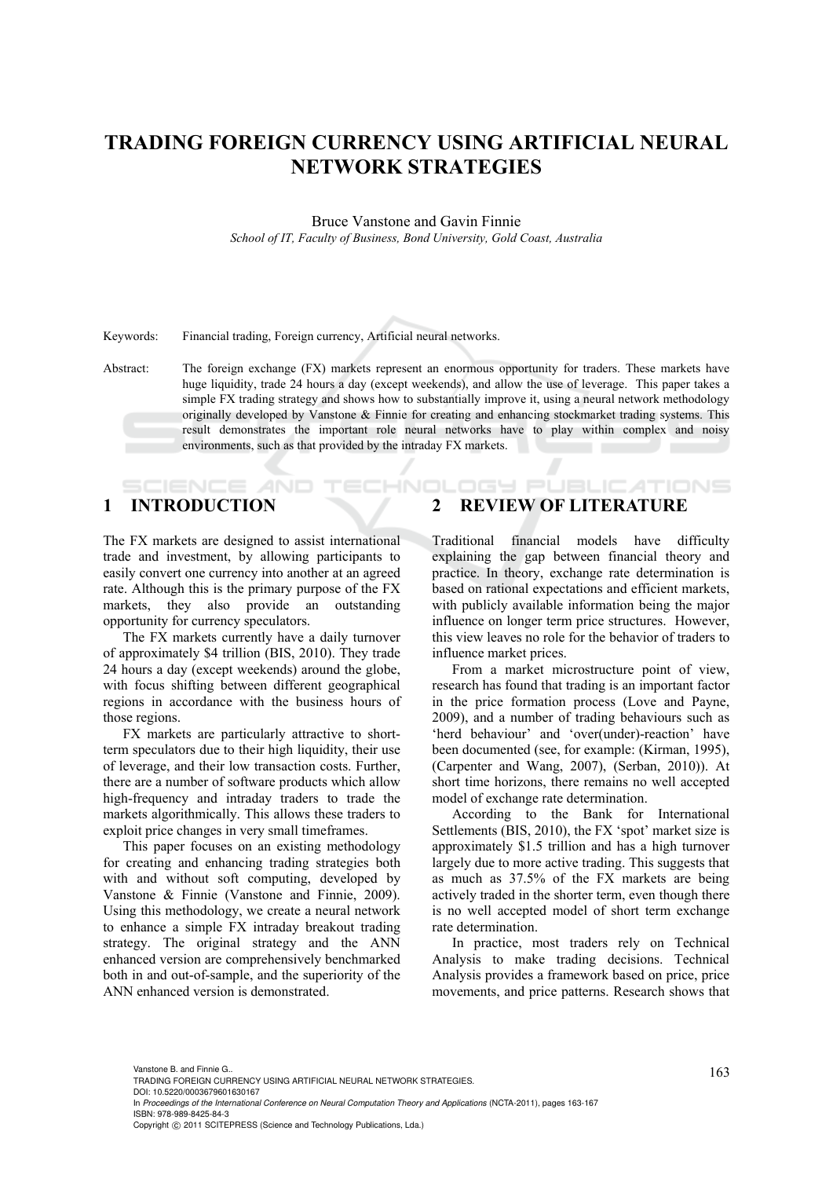# TRADING FOREIGN CURRENCY USING ARTIFICIAL NEURAL NETWORK STRATEGIES

Bruce Vanstone and Gavin Finnie

*School of IT, Faculty of Business, Bond University, Gold Coast, Australia*

Keywords: Financial trading, Foreign currency, Artificial neural networks.

Abstract: The foreign exchange (FX) markets represent an enormous opportunity for traders. These markets have huge liquidity, trade 24 hours a day (except weekends), and allow the use of leverage. This paper takes a simple FX trading strategy and shows how to substantially improve it, using a neural network methodology originally developed by Vanstone & Finnie for creating and enhancing stockmarket trading systems. This result demonstrates the important role neural networks have to play within complex and noisy environments, such as that provided by the intraday FX markets.

## 1 INTRODUCTION

The FX markets are designed to assist international trade and investment, by allowing participants to easily convert one currency into another at an agreed rate. Although this is the primary purpose of the FX markets, they also provide an outstanding opportunity for currency speculators.

The FX markets currently have a daily turnover of approximately $4 trillion (BIS, 2010). They trade 24 hours a day (except weekends) around the globe, with focus shifting between different geographical regions in accordance with the business hours of those regions.

FX markets are particularly attractive to short-term speculators due to their high liquidity, their use of leverage, and their low transaction costs. Further, there are a number of software products which allow high-frequency and intraday traders to trade the markets algorithmically. This allows these traders to exploit price changes in very small timeframes.

This paper focuses on an existing methodology for creating and enhancing trading strategies both with and without soft computing, developed by Vanstone & Finnie (Vanstone and Finnie, 2009). Using this methodology, we create a neural network to enhance a simple FX intraday breakout trading strategy. The original strategy and the ANN enhanced version are comprehensively benchmarked both in and out-of-sample, and the superiority of the ANN enhanced version is demonstrated.

## 2 REVIEW OF LITERATURE

Traditional financial models have difficulty explaining the gap between financial theory and practice. In theory, exchange rate determination is based on rational expectations and efficient markets, with publicly available information being the major influence on longer term price structures. However, this view leaves no role for the behavior of traders to influence market prices.

From a market microstructure point of view, research has found that trading is an important factor in the price formation process (Love and Payne, 2009), and a number of trading behaviours such as 'herd behaviour' and 'over(under)-reaction' have been documented (see, for example: (Kirman, 1995), (Carpenter and Wang, 2007), (Serban, 2010)). At short time horizons, there remains no well accepted model of exchange rate determination.

According to the Bank for International Settlements (BIS, 2010), the FX 'spot' market size is approximately $1.5 trillion and has a high turnover largely due to more active trading. This suggests that as much as 37.5% of the FX markets are being actively traded in the shorter term, even though there is no well accepted model of short term exchange rate determination.

In practice, most traders rely on Technical Analysis to make trading decisions. Technical Analysis provides a framework based on price, price movements, and price patterns. Research shows that

Vanstone B. and Finnie G..
TRADING FOREIGN CURRENCY USING ARTIFICIAL NEURAL NETWORK STRATEGIES.
DOI: 10.5220/0003679601630167
In *Proceedings of the International Conference on Neural Computation Theory and Applications* (NCTA-2011), pages 163-167
ISBN: 978-989-8425-84-3
Copyright © 2011 SCITEPRESS (Science and Technology Publications, Lda.)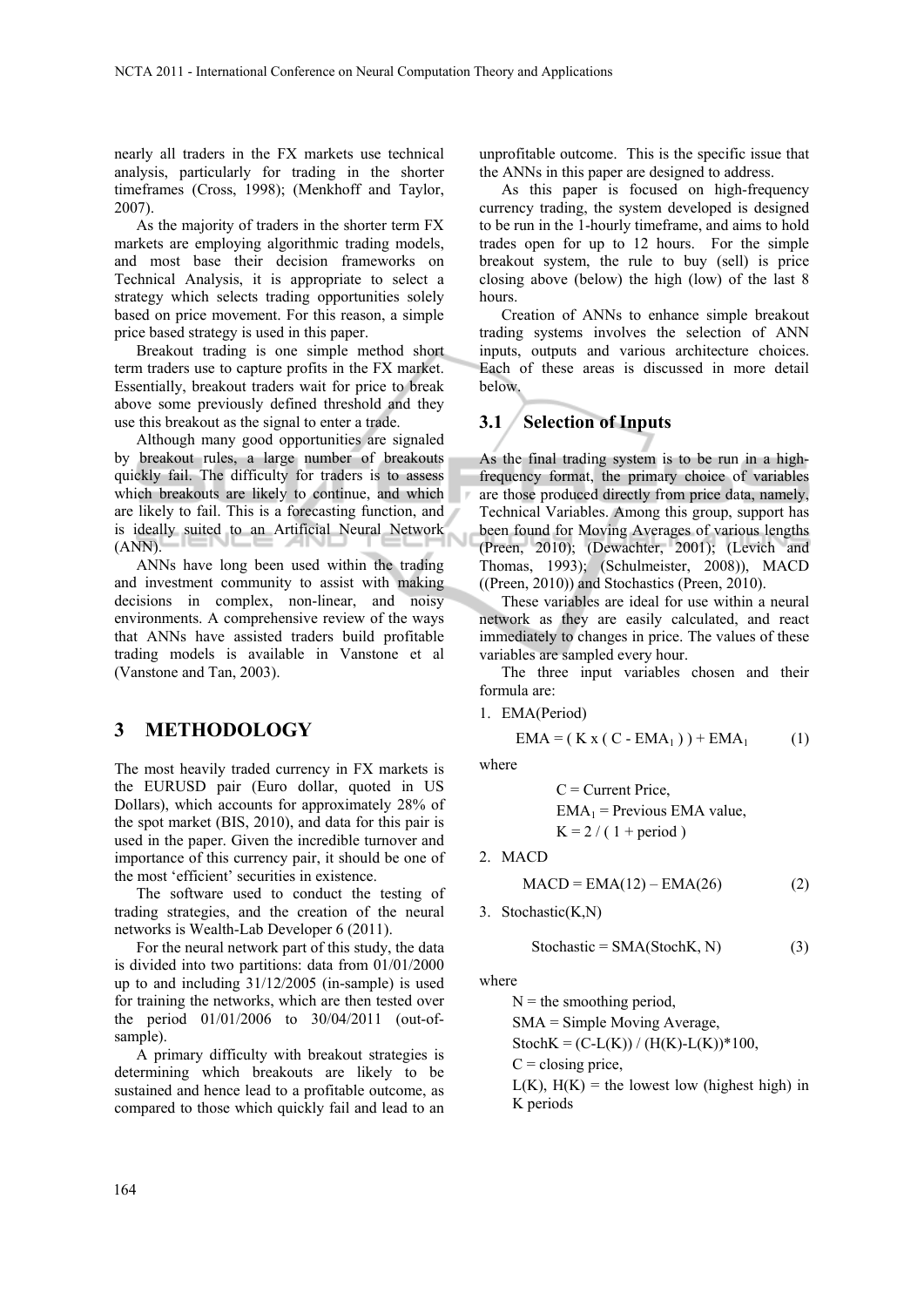nearly all traders in the FX markets use technical analysis, particularly for trading in the shorter timeframes (Cross, 1998); (Menkhoff and Taylor, 2007).

As the majority of traders in the shorter term FX markets are employing algorithmic trading models, and most base their decision frameworks on Technical Analysis, it is appropriate to select a strategy which selects trading opportunities solely based on price movement. For this reason, a simple price based strategy is used in this paper.

Breakout trading is one simple method short term traders use to capture profits in the FX market. Essentially, breakout traders wait for price to break above some previously defined threshold and they use this breakout as the signal to enter a trade.

Although many good opportunities are signaled by breakout rules, a large number of breakouts quickly fail. The difficulty for traders is to assess which breakouts are likely to continue, and which are likely to fail. This is a forecasting function, and is ideally suited to an Artificial Neural Network (ANN).

ANNs have long been used within the trading and investment community to assist with making decisions in complex, non-linear, and noisy environments. A comprehensive review of the ways that ANNs have assisted traders build profitable trading models is available in Vanstone et al (Vanstone and Tan, 2003).

## 3 METHODOLOGY

The most heavily traded currency in FX markets is the EURUSD pair (Euro dollar, quoted in US Dollars), which accounts for approximately 28% of the spot market (BIS, 2010), and data for this pair is used in the paper. Given the incredible turnover and importance of this currency pair, it should be one of the most 'efficient' securities in existence.

The software used to conduct the testing of trading strategies, and the creation of the neural networks is Wealth-Lab Developer 6 (2011).

For the neural network part of this study, the data is divided into two partitions: data from 01/01/2000 up to and including 31/12/2005 (in-sample) is used for training the networks, which are then tested over the period 01/01/2006 to 30/04/2011 (out-of-sample).

A primary difficulty with breakout strategies is determining which breakouts are likely to be sustained and hence lead to a profitable outcome, as compared to those which quickly fail and lead to an unprofitable outcome. This is the specific issue that the ANNs in this paper are designed to address.

As this paper is focused on high-frequency currency trading, the system developed is designed to be run in the 1-hourly timeframe, and aims to hold trades open for up to 12 hours. For the simple breakout system, the rule to buy (sell) is price closing above (below) the high (low) of the last 8 hours.

Creation of ANNs to enhance simple breakout trading systems involves the selection of ANN inputs, outputs and various architecture choices. Each of these areas is discussed in more detail below.

### 3.1 Selection of Inputs

As the final trading system is to be run in a high-frequency format, the primary choice of variables are those produced directly from price data, namely, Technical Variables. Among this group, support has been found for Moving Averages of various lengths (Preen, 2010); (Dewachter, 2001); (Levich and Thomas, 1993); (Schulmeister, 2008)), MACD ((Preen, 2010)) and Stochastics (Preen, 2010).

These variables are ideal for use within a neural network as they are easily calculated, and react immediately to changes in price. The values of these variables are sampled every hour.

The three input variables chosen and their formula are:

1. EMA(Period)

$$EMA = ( K \times ( C - EMA_1 ) ) + EMA_1 \qquad (1)$$

where

$C$ = Current Price,
$EMA_1$ = Previous EMA value,
$K = 2 / ( 1 + period )$

2. MACD

$$MACD = EMA(12) – EMA(26) \qquad (2)$$

3. Stochastic(K,N)

$$Stochastic = SMA(StochK, N) \qquad (3)$$

where

$N$ = the smoothing period,
SMA = Simple Moving Average,
$StochK = (C-L(K)) / (H(K)-L(K))*100$,
$C$ = closing price,
$L(K)$, $H(K)$ = the lowest low (highest high) in K periods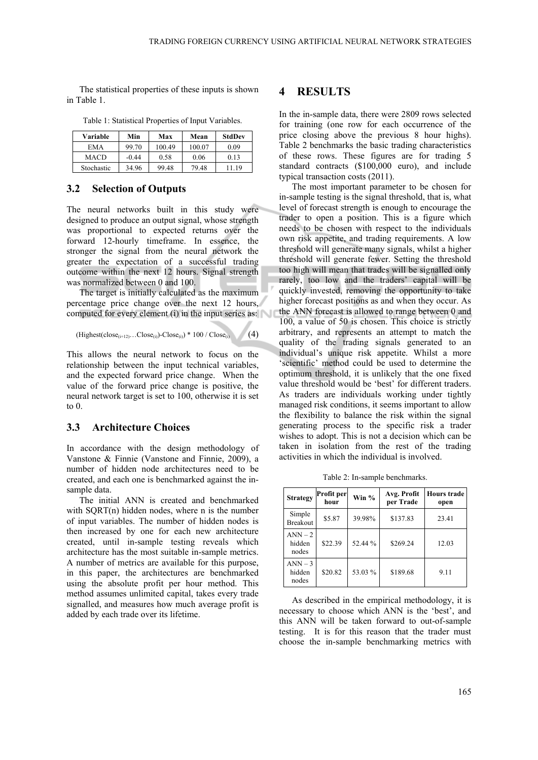The statistical properties of these inputs is shown in Table 1.

Table 1: Statistical Properties of Input Variables.

| Variable | Min | Max | Mean | StdDev |
|---|---|---|---|---|
| EMA | 99.70 | 100.49 | 100.07 | 0.09 |
| MACD | -0.44 | 0.58 | 0.06 | 0.13 |
| Stochastic | 34.96 | 99.48 | 79.48 | 11.19 |

### 3.2 Selection of Outputs

The neural networks built in this study were designed to produce an output signal, whose strength was proportional to expected returns over the forward 12-hourly timeframe. In essence, the stronger the signal from the neural network the greater the expectation of a successful trading outcome within the next 12 hours. Signal strength was normalized between 0 and 100.

The target is initially calculated as the maximum percentage price change over the next 12 hours, computed for every element (i) in the input series as:

$$(\text{Highest}(\text{close}_{(i+12)} \ldots \text{Close}_{(i)}) - \text{Close}_{(i)}) * 100 / \text{Close}_{(i)} \quad (4)$$

This allows the neural network to focus on the relationship between the input technical variables, and the expected forward price change. When the value of the forward price change is positive, the neural network target is set to 100, otherwise it is set to 0.

### 3.3 Architecture Choices

In accordance with the design methodology of Vanstone & Finnie (Vanstone and Finnie, 2009), a number of hidden node architectures need to be created, and each one is benchmarked against the in-sample data.

The initial ANN is created and benchmarked with SQRT(n) hidden nodes, where n is the number of input variables. The number of hidden nodes is then increased by one for each new architecture created, until in-sample testing reveals which architecture has the most suitable in-sample metrics. A number of metrics are available for this purpose, in this paper, the architectures are benchmarked using the absolute profit per hour method. This method assumes unlimited capital, takes every trade signalled, and measures how much average profit is added by each trade over its lifetime.

## 4 RESULTS

In the in-sample data, there were 2809 rows selected for training (one row for each occurrence of the price closing above the previous 8 hour highs). Table 2 benchmarks the basic trading characteristics of these rows. These figures are for trading 5 standard contracts ($100,000 euro), and include typical transaction costs (2011).

The most important parameter to be chosen for in-sample testing is the signal threshold, that is, what level of forecast strength is enough to encourage the trader to open a position. This is a figure which needs to be chosen with respect to the individuals own risk appetite, and trading requirements. A low threshold will generate many signals, whilst a higher threshold will generate fewer. Setting the threshold too high will mean that trades will be signalled only rarely, too low and the traders' capital will be quickly invested, removing the opportunity to take higher forecast positions as and when they occur. As the ANN forecast is allowed to range between 0 and 100, a value of 50 is chosen. This choice is strictly arbitrary, and represents an attempt to match the quality of the trading signals generated to an individual's unique risk appetite. Whilst a more 'scientific' method could be used to determine the optimum threshold, it is unlikely that the one fixed value threshold would be 'best' for different traders. As traders are individuals working under tightly managed risk conditions, it seems important to allow the flexibility to balance the risk within the signal generating process to the specific risk a trader wishes to adopt. This is not a decision which can be taken in isolation from the rest of the trading activities in which the individual is involved.

Table 2: In-sample benchmarks.

| Strategy | Profit per hour | Win % | Avg. Profit per Trade | Hours trade open |
|---|---|---|---|---|
| Simple Breakout | $5.87 | 39.98% | $137.83 | 23.41 |
| ANN – 2 hidden nodes | $22.39 | 52.44 % | $269.24 | 12.03 |
| ANN – 3 hidden nodes | $20.82 | 53.03 % | $189.68 | 9.11 |

As described in the empirical methodology, it is necessary to choose which ANN is the 'best', and this ANN will be taken forward to out-of-sample testing. It is for this reason that the trader must choose the in-sample benchmarking metrics with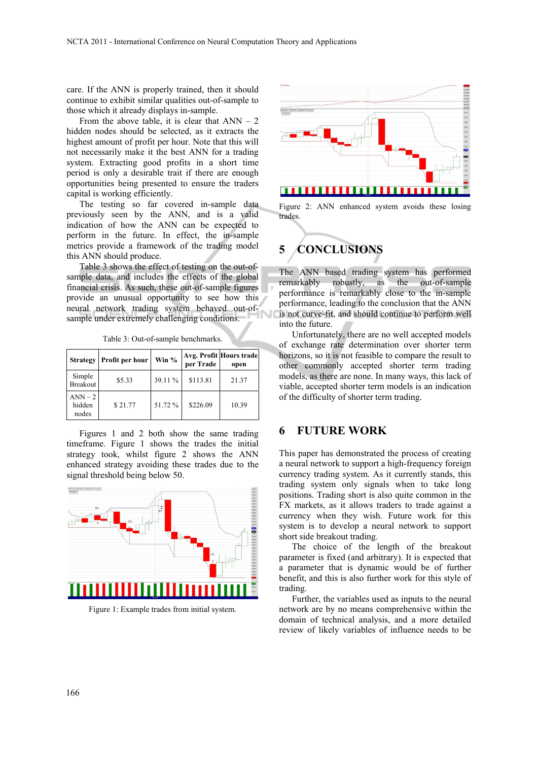care. If the ANN is properly trained, then it should continue to exhibit similar qualities out-of-sample to those which it already displays in-sample.

From the above table, it is clear that ANN – 2 hidden nodes should be selected, as it extracts the highest amount of profit per hour. Note that this will not necessarily make it the best ANN for a trading system. Extracting good profits in a short time period is only a desirable trait if there are enough opportunities being presented to ensure the traders capital is working efficiently.

The testing so far covered in-sample data previously seen by the ANN, and is a valid indication of how the ANN can be expected to perform in the future. In effect, the in-sample metrics provide a framework of the trading model this ANN should produce.

Table 3 shows the effect of testing on the out-of-sample data, and includes the effects of the global financial crisis. As such, these out-of-sample figures provide an unusual opportunity to see how this neural network trading system behaved out-of-sample under extremely challenging conditions.

Table 3: Out-of-sample benchmarks.

| Strategy | Profit per hour | Win % | Avg. Profit per Trade | Hours trade open |
|---|---|---|---|---|
| Simple Breakout | $5.33 | 39.11 % | $113.81 | 21.37 |
| ANN – 2 hidden nodes | $ 21.77 | 51.72 % | $226.09 | 10.39 |

Figures 1 and 2 both show the same trading timeframe. Figure 1 shows the trades the initial strategy took, whilst figure 2 shows the ANN enhanced strategy avoiding these trades due to the signal threshold being below 50.

Figure 1: Example trades from initial system.

Figure 2: ANN enhanced system avoids these losing trades.

## 5 CONCLUSIONS

The ANN based trading system has performed remarkably robustly, as the out-of-sample performance is remarkably close to the in-sample performance, leading to the conclusion that the ANN is not curve-fit, and should continue to perform well into the future.

Unfortunately, there are no well accepted models of exchange rate determination over shorter term horizons, so it is not feasible to compare the result to other commonly accepted shorter term trading models, as there are none. In many ways, this lack of viable, accepted shorter term models is an indication of the difficulty of shorter term trading.

## 6 FUTURE WORK

This paper has demonstrated the process of creating a neural network to support a high-frequency foreign currency trading system. As it currently stands, this trading system only signals when to take long positions. Trading short is also quite common in the FX markets, as it allows traders to trade against a currency when they wish. Future work for this system is to develop a neural network to support short side breakout trading.

The choice of the length of the breakout parameter is fixed (and arbitrary). It is expected that a parameter that is dynamic would be of further benefit, and this is also further work for this style of trading.

Further, the variables used as inputs to the neural network are by no means comprehensive within the domain of technical analysis, and a more detailed review of likely variables of influence needs to be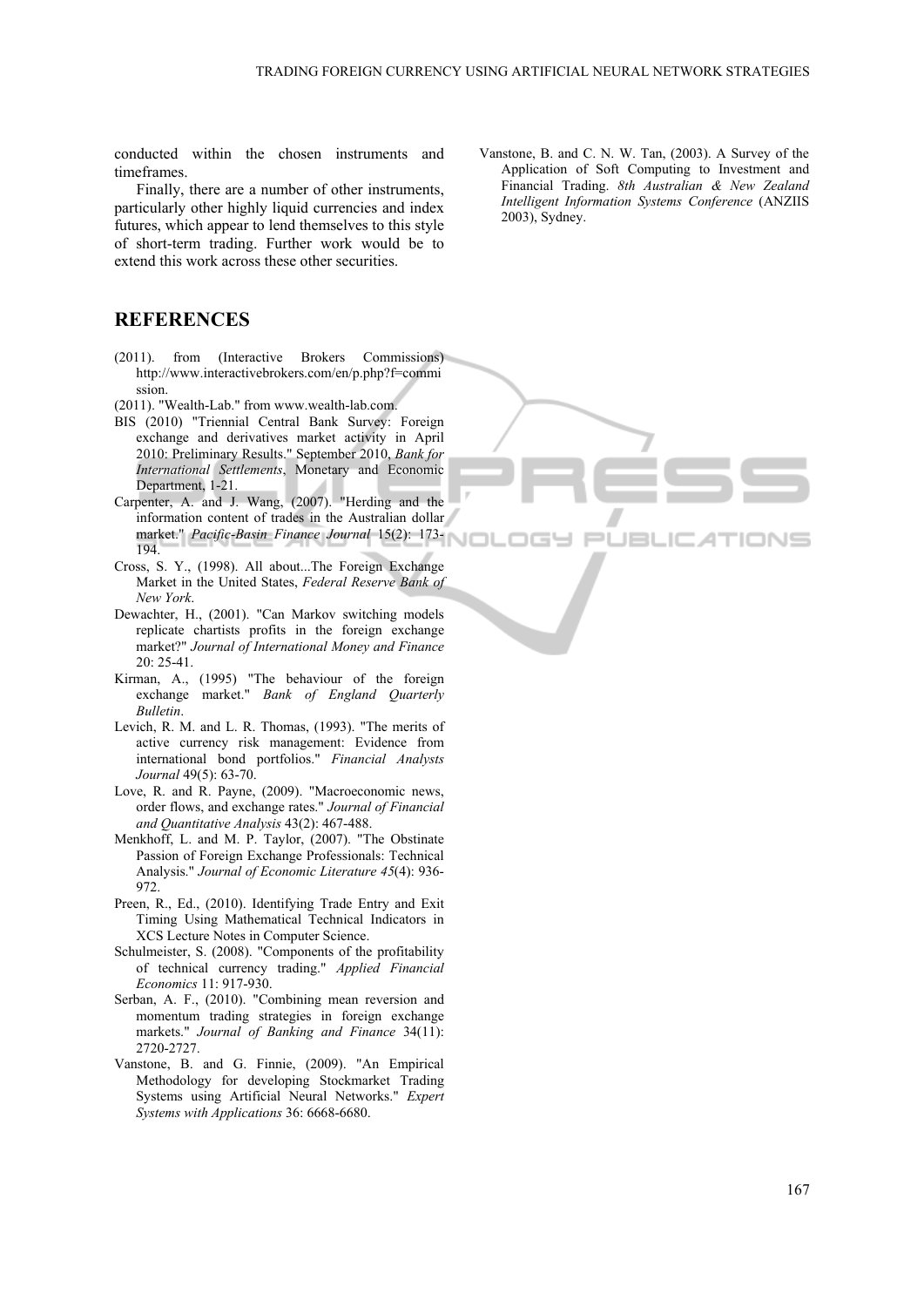conducted within the chosen instruments and timeframes.

Finally, there are a number of other instruments, particularly other highly liquid currencies and index futures, which appear to lend themselves to this style of short-term trading. Further work would be to extend this work across these other securities.

## REFERENCES

(2011). from (Interactive Brokers Commissions) http://www.interactivebrokers.com/en/p.php?f=commission.

(2011). "Wealth-Lab." from www.wealth-lab.com.

BIS (2010) "Triennial Central Bank Survey: Foreign exchange and derivatives market activity in April 2010: Preliminary Results." September 2010, *Bank for International Settlements*, Monetary and Economic Department, 1-21.

Carpenter, A. and J. Wang, (2007). "Herding and the information content of trades in the Australian dollar market." *Pacific-Basin Finance Journal* 15(2): 173-194.

Cross, S. Y., (1998). All about...The Foreign Exchange Market in the United States, *Federal Reserve Bank of New York*.

Dewachter, H., (2001). "Can Markov switching models replicate chartists profits in the foreign exchange market?" *Journal of International Money and Finance* 20: 25-41.

Kirman, A., (1995) "The behaviour of the foreign exchange market." *Bank of England Quarterly Bulletin*.

Levich, R. M. and L. R. Thomas, (1993). "The merits of active currency risk management: Evidence from international bond portfolios." *Financial Analysts Journal* 49(5): 63-70.

Love, R. and R. Payne, (2009). "Macroeconomic news, order flows, and exchange rates." *Journal of Financial and Quantitative Analysis* 43(2): 467-488.

Menkhoff, L. and M. P. Taylor, (2007). "The Obstinate Passion of Foreign Exchange Professionals: Technical Analysis." *Journal of Economic Literature 45*(4): 936-972.

Preen, R., Ed., (2010). Identifying Trade Entry and Exit Timing Using Mathematical Technical Indicators in XCS Lecture Notes in Computer Science.

Schulmeister, S. (2008). "Components of the profitability of technical currency trading." *Applied Financial Economics* 11: 917-930.

Serban, A. F., (2010). "Combining mean reversion and momentum trading strategies in foreign exchange markets." *Journal of Banking and Finance* 34(11): 2720-2727.

Vanstone, B. and G. Finnie, (2009). "An Empirical Methodology for developing Stockmarket Trading Systems using Artificial Neural Networks." *Expert Systems with Applications* 36: 6668-6680.

Vanstone, B. and C. N. W. Tan, (2003). A Survey of the Application of Soft Computing to Investment and Financial Trading. *8th Australian & New Zealand Intelligent Information Systems Conference* (ANZIIS 2003), Sydney.